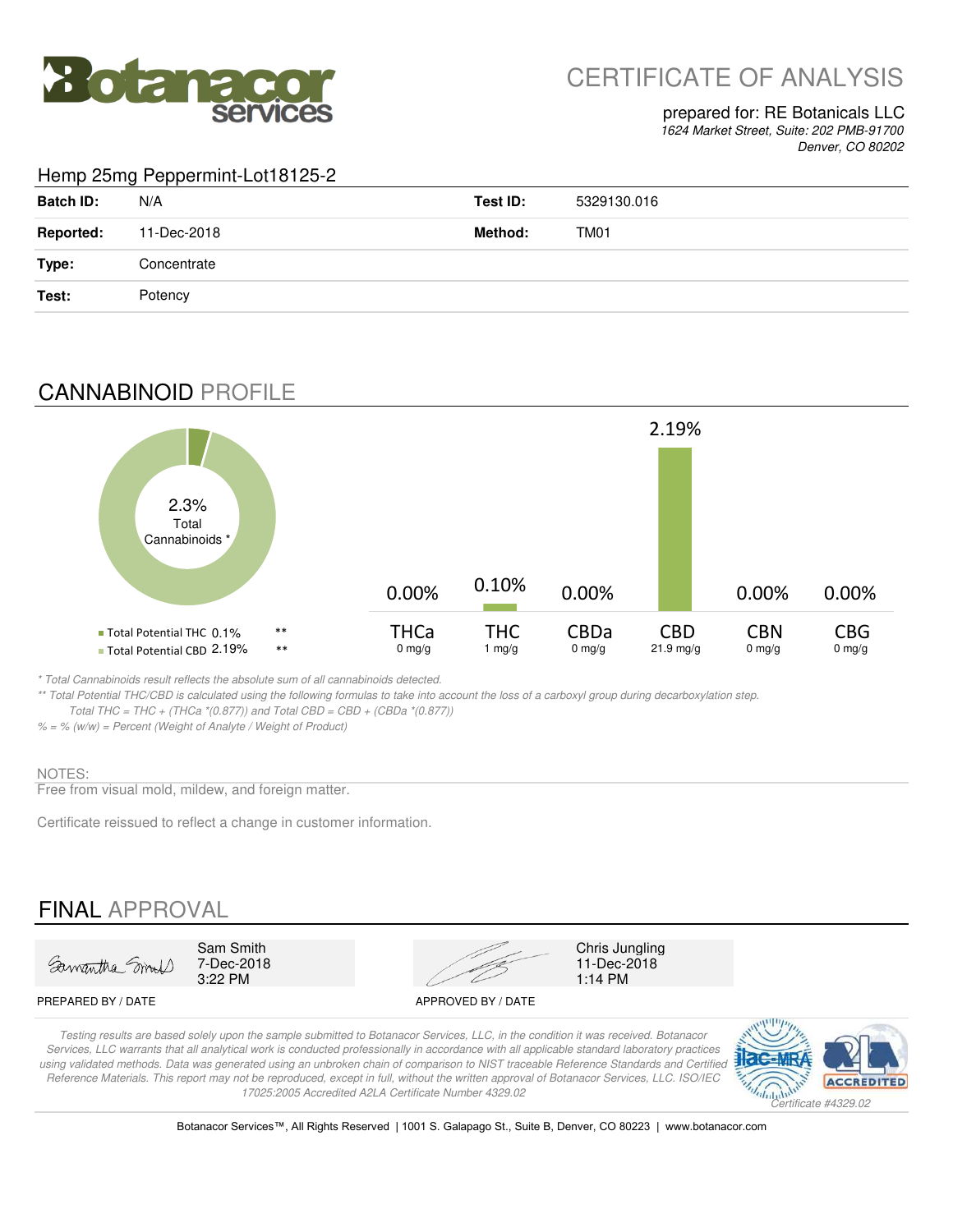# CERTIFICATE OF ANALYSIS

prepared for: RE Botanicals LLC
*1624 Market Street, Suite: 202 PMB-91700*
*Denver, CO 80202*

## Hemp 25mg Peppermint-Lot18125-2

| | | | |
|---|---|---|---|
| **Batch ID:** | N/A | **Test ID:** | 5329130.016 |
| **Reported:** | 11-Dec-2018 | **Method:** | TM01 |
| **Type:** | Concentrate | | |
| **Test:** | Potency | | |

## CANNABINOID PROFILE

2.3% Total Cannabinoids *

- Total Potential THC 0.1% **
- Total Potential CBD 2.19% **

| | THCa | THC | CBDa | CBD | CBN | CBG |
|---|---|---|---|---|---|---|
| % | 0.00% | 0.10% | 0.00% | 2.19% | 0.00% | 0.00% |
| mg/g | 0 mg/g | 1 mg/g | 0 mg/g | 21.9 mg/g | 0 mg/g | 0 mg/g |

*\* Total Cannabinoids result reflects the absolute sum of all cannabinoids detected.*
*\*\* Total Potential THC/CBD is calculated using the following formulas to take into account the loss of a carboxyl group during decarboxylation step.*
*Total THC = THC + (THCa \*(0.877)) and Total CBD = CBD + (CBDa \*(0.877))*
*% = % (w/w) = Percent (Weight of Analyte / Weight of Product)*

NOTES:
Free from visual mold, mildew, and foreign matter.

Certificate reissued to reflect a change in customer information.

## FINAL APPROVAL

| PREPARED BY / DATE | APPROVED BY / DATE |
|---|---|
| Sam Smith 7-Dec-2018 3:22 PM | Chris Jungling 11-Dec-2018 1:14 PM |

*Testing results are based solely upon the sample submitted to Botanacor Services, LLC, in the condition it was received. Botanacor Services, LLC warrants that all analytical work is conducted professionally in accordance with all applicable standard laboratory practices using validated methods. Data was generated using an unbroken chain of comparison to NIST traceable Reference Standards and Certified Reference Materials. This report may not be reproduced, except in full, without the written approval of Botanacor Services, LLC. ISO/IEC 17025:2005 Accredited A2LA Certificate Number 4329.02*

ACCREDITED *Certificate #4329.02*

Botanacor Services™, All Rights Reserved | 1001 S. Galapago St., Suite B, Denver, CO 80223 | www.botanacor.com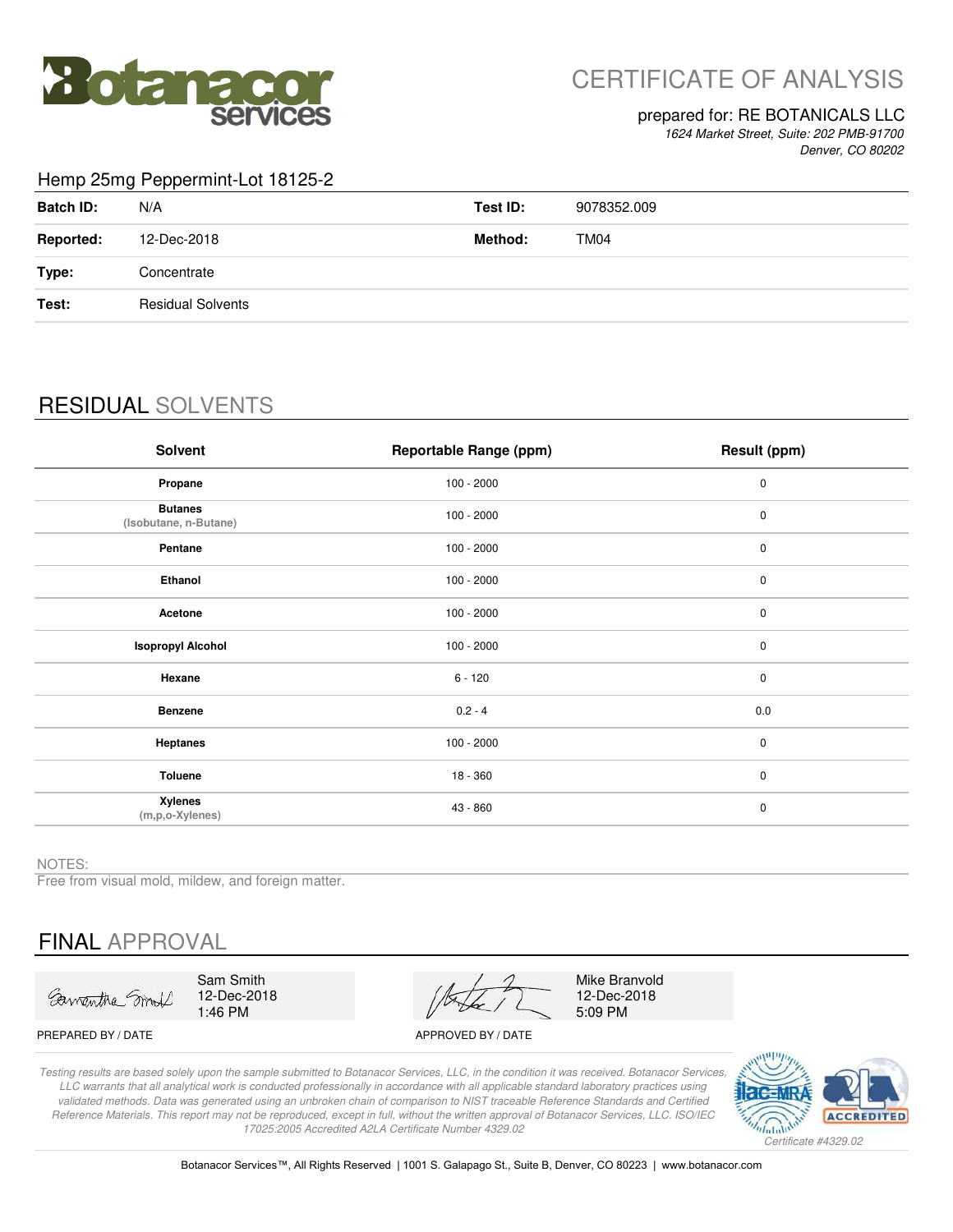# CERTIFICATE OF ANALYSIS

prepared for: RE BOTANICALS LLC
*1624 Market Street, Suite: 202 PMB-91700*
*Denver, CO 80202*

## Hemp 25mg Peppermint-Lot 18125-2

| | | | |
|---|---|---|---|
| **Batch ID:** | N/A | **Test ID:** | 9078352.009 |
| **Reported:** | 12-Dec-2018 | **Method:** | TM04 |
| **Type:** | Concentrate | | |
| **Test:** | Residual Solvents | | |

## RESIDUAL SOLVENTS

| Solvent | Reportable Range (ppm) | Result (ppm) |
|---|---|---|
| **Propane** | 100 - 2000 | 0 |
| **Butanes** (Isobutane, n-Butane) | 100 - 2000 | 0 |
| **Pentane** | 100 - 2000 | 0 |
| **Ethanol** | 100 - 2000 | 0 |
| **Acetone** | 100 - 2000 | 0 |
| **Isopropyl Alcohol** | 100 - 2000 | 0 |
| **Hexane** | 6 - 120 | 0 |
| **Benzene** | 0.2 - 4 | 0.0 |
| **Heptanes** | 100 - 2000 | 0 |
| **Toluene** | 18 - 360 | 0 |
| **Xylenes** (m,p,o-Xylenes) | 43 - 860 | 0 |

NOTES:
Free from visual mold, mildew, and foreign matter.

## FINAL APPROVAL

| | |
|---|---|
| Sam Smith<br>12-Dec-2018<br>1:46 PM | Mike Branvold<br>12-Dec-2018<br>5:09 PM |
| PREPARED BY / DATE | APPROVED BY / DATE |

*Testing results are based solely upon the sample submitted to Botanacor Services, LLC, in the condition it was received. Botanacor Services, LLC warrants that all analytical work is conducted professionally in accordance with all applicable standard laboratory practices using validated methods. Data was generated using an unbroken chain of comparison to NIST traceable Reference Standards and Certified Reference Materials. This report may not be reproduced, except in full, without the written approval of Botanacor Services, LLC. ISO/IEC 17025:2005 Accredited A2LA Certificate Number 4329.02*

*Certificate #4329.02*

Botanacor Services™, All Rights Reserved | 1001 S. Galapago St., Suite B, Denver, CO 80223 | www.botanacor.com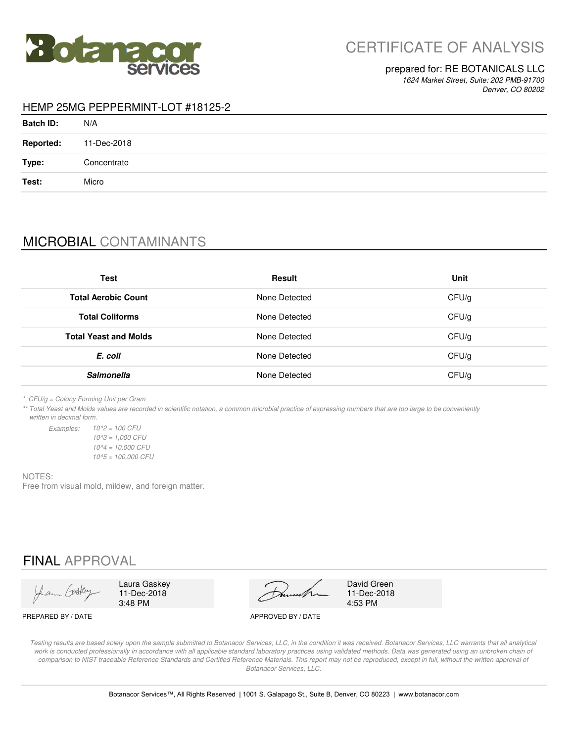# CERTIFICATE OF ANALYSIS

prepared for: RE BOTANICALS LLC

*1624 Market Street, Suite: 202 PMB-91700*
*Denver, CO 80202*

## HEMP 25MG PEPPERMINT-LOT #18125-2

| | |
|---|---|
| **Batch ID:** | N/A |
| **Reported:** | 11-Dec-2018 |
| **Type:** | Concentrate |
| **Test:** | Micro |

## MICROBIAL CONTAMINANTS

| Test | Result | Unit |
|---|---|---|
| **Total Aerobic Count** | None Detected | CFU/g |
| **Total Coliforms** | None Detected | CFU/g |
| **Total Yeast and Molds** | None Detected | CFU/g |
| ***E. coli*** | None Detected | CFU/g |
| ***Salmonella*** | None Detected | CFU/g |

*\* CFU/g = Colony Forming Unit per Gram*

*\*\* Total Yeast and Molds values are recorded in scientific notation, a common microbial practice of expressing numbers that are too large to be conveniently written in decimal form.*

*Examples:*
*10^2 = 100 CFU*
*10^3 = 1,000 CFU*
*10^4 = 10,000 CFU*
*10^5 = 100,000 CFU*

NOTES:

Free from visual mold, mildew, and foreign matter.

## FINAL APPROVAL

| | |
|---|---|
| Laura Gaskey<br>11-Dec-2018<br>3:48 PM | David Green<br>11-Dec-2018<br>4:53 PM |
| PREPARED BY / DATE | APPROVED BY / DATE |

*Testing results are based solely upon the sample submitted to Botanacor Services, LLC, in the condition it was received. Botanacor Services, LLC warrants that all analytical work is conducted professionally in accordance with all applicable standard laboratory practices using validated methods. Data was generated using an unbroken chain of comparison to NIST traceable Reference Standards and Certified Reference Materials. This report may not be reproduced, except in full, without the written approval of Botanacor Services, LLC.*

Botanacor Services™, All Rights Reserved | 1001 S. Galapago St., Suite B, Denver, CO 80223 | www.botanacor.com